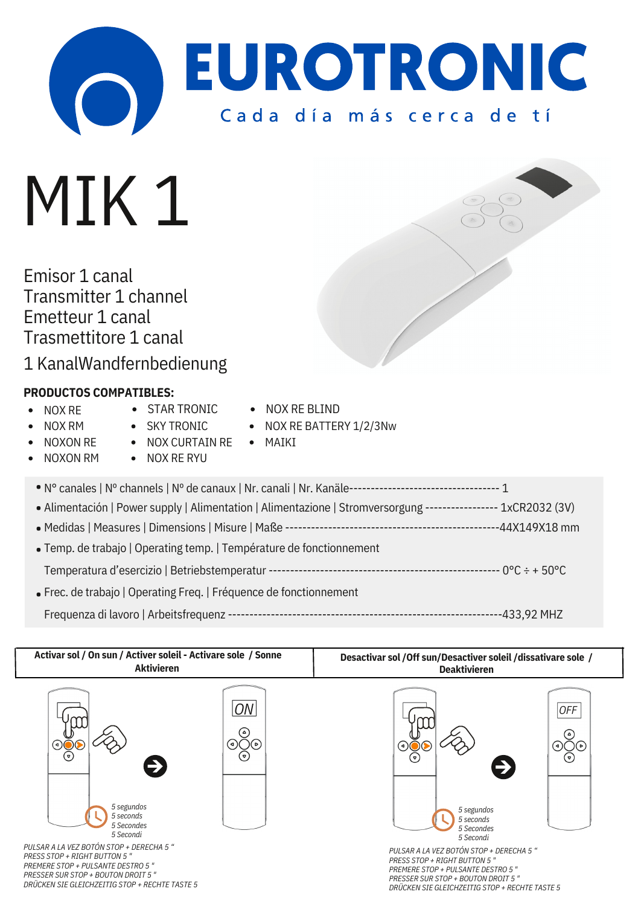# EUROTRONIC

Cada día más cerca de tí

# MIK 1

Emisor 1 canal
Transmitter 1 channel
Emetteur 1 canal
Trasmettitore 1 canal

1 KanalWandfernbedienung

**PRODUCTOS COMPATIBLES:**

- NOX RE
- NOX RM
- NOXON RE
- NOXON RM
- STAR TRONIC
- SKY TRONIC
- NOX CURTAIN RE
- NOX RE RYU
- NOX RE BLIND
- NOX RE BATTERY 1/2/3Nw
- MAIKI

- Nº canales | Nº channels | Nº de canaux | Nr. canali | Nr. Kanäle---------------------------------- 1
- Alimentación | Power supply | Alimentation | Alimentazione | Stromversorgung ----------------- 1xCR2032 (3V)
- Medidas | Measures | Dimensions | Misure | Maße -----------------------------------------------44X149X18 mm
- Temp. de trabajo | Operating temp. | Température de fonctionnement
  Temperatura d'esercizio | Betriebstemperatur ----------------------------------------------------- 0°C ÷ + 50°C
- Frec. de trabajo | Operating Freq. | Fréquence de fonctionnement
  Frequenza di lavoro | Arbeitsfrequenz --------------------------------------------------------------433,92 MHZ

| Activar sol / On sun / Activer soleil - Activare sole / Sonne Aktivieren | Desactivar sol /Off sun/Desactiver soleil /dissativare sole / Deaktivieren |
|---|---|
| ON<br>*5 segundos*<br>*5 seconds*<br>*5 Secondes*<br>*5 Secondi*<br>*PULSAR A LA VEZ BOTÓN STOP + DERECHA 5 "*<br>*PRESS STOP + RIGHT BUTTON 5 "*<br>*PREMERE STOP + PULSANTE DESTRO 5 "*<br>*PRESSER SUR STOP + BOUTON DROIT 5 "*<br>*DRÜCKEN SIE GLEICHZEITIG STOP + RECHTE TASTE 5* | OFF<br>*5 segundos*<br>*5 seconds*<br>*5 Secondes*<br>*5 Secondi*<br>*PULSAR A LA VEZ BOTÓN STOP + DERECHA 5 "*<br>*PRESS STOP + RIGHT BUTTON 5 "*<br>*PREMERE STOP + PULSANTE DESTRO 5 "*<br>*PRESSER SUR STOP + BOUTON DROIT 5 "*<br>*DRÜCKEN SIE GLEICHZEITIG STOP + RECHTE TASTE 5* |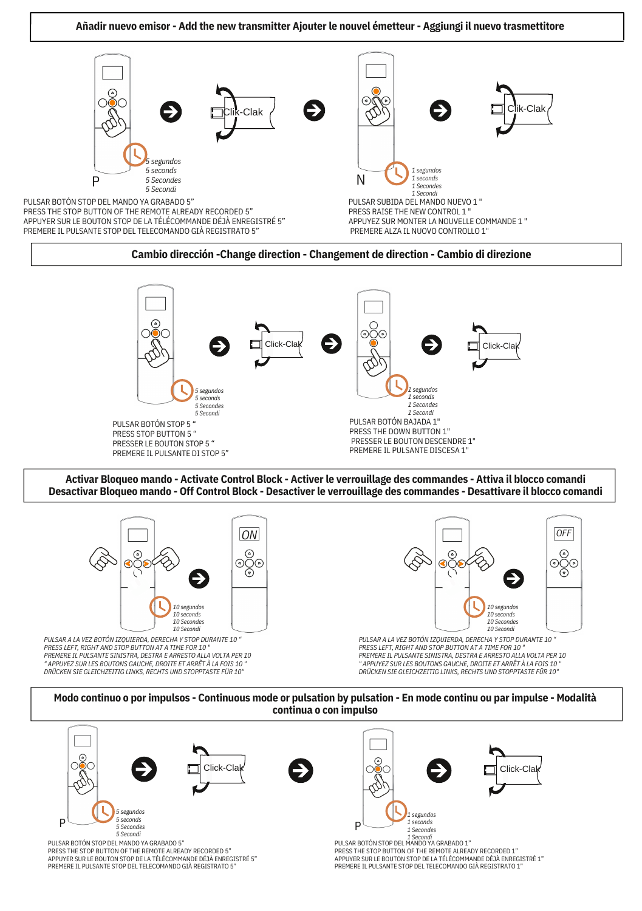## Añadir nuevo emisor - Add the new transmitter Ajouter le nouvel émetteur - Aggiungi il nuovo trasmettitore

Clik-Clak

P

*5 segundos*
*5 seconds*
*5 Secondes*
*5 Secondi*

PULSAR BOTÓN STOP DEL MANDO YA GRABADO 5"
PRESS THE STOP BUTTON OF THE REMOTE ALREADY RECORDED 5"
APPUYER SUR LE BOUTON STOP DE LA TÉLÉCOMMANDE DÉJÀ ENREGISTRÉ 5"
PREMERE IL PULSANTE STOP DEL TELECOMANDO GIÀ REGISTRATO 5"

Clik-Clak

N

*1 segundos*
*1 seconds*
*1 Secondes*
*1 Secondi*

PULSAR SUBIDA DEL MANDO NUEVO 1 "
PRESS RAISE THE NEW CONTROL 1 "
APPUYEZ SUR MONTER LA NOUVELLE COMMANDE 1 "
PREMERE ALZA IL NUOVO CONTROLLO 1"

## Cambio dirección -Change direction - Changement de direction - Cambio di direzione

Click-Clak

*5 segundos*
*5 seconds*
*5 Secondes*
*5 Secondi*

PULSAR BOTÓN STOP 5 "
PRESS STOP BUTTON 5 "
PRESSER LE BOUTON STOP 5 "
PREMERE IL PULSANTE DI STOP 5"

Click-Clak

*1 segundos*
*1 seconds*
*1 Secondes*
*1 Secondi*

PULSAR BOTÓN BAJADA 1"
PRESS THE DOWN BUTTON 1"
PRESSER LE BOUTON DESCENDRE 1"
PREMERE IL PULSANTE DISCESA 1"

## Activar Bloqueo mando - Activate Control Block - Activer le verrouillage des commandes - Attiva il blocco comandi
## Desactivar Bloqueo mando - Off Control Block - Desactiver le verrouillage des commandes - Desattivare il blocco comandi

ON

*10 segundos*
*10 seconds*
*10 Secondes*
*10 Secondi*

*PULSAR A LA VEZ BOTÓN IZQUIERDA, DERECHA Y STOP DURANTE 10 "*
*PRESS LEFT, RIGHT AND STOP BUTTON AT A TIME FOR 10 "*
*PREMERE IL PULSANTE SINISTRA, DESTRA E ARRESTO ALLA VOLTA PER 10*
*" APPUYEZ SUR LES BOUTONS GAUCHE, DROITE ET ARRÊT À LA FOIS 10 "*
*DRÜCKEN SIE GLEICHZEITIG LINKS, RECHTS UND STOPPTASTE FÜR 10"*

OFF

*10 segundos*
*10 seconds*
*10 Secondes*
*10 Secondi*

*PULSAR A LA VEZ BOTÓN IZQUIERDA, DERECHA Y STOP DURANTE 10 "*
*PRESS LEFT, RIGHT AND STOP BUTTON AT A TIME FOR 10 "*
*PREMERE IL PULSANTE SINISTRA, DESTRA E ARRESTO ALLA VOLTA PER 10*
*" APPUYEZ SUR LES BOUTONS GAUCHE, DROITE ET ARRÊT À LA FOIS 10 "*
*DRÜCKEN SIE GLEICHZEITIG LINKS, RECHTS UND STOPPTASTE FÜR 10"*

## Modo continuo o por impulsos - Continuous mode or pulsation by pulsation - En mode continu ou par impulse - Modalità continua o con impulso

Click-Clak

P

*5 segundos*
*5 seconds*
*5 Secondes*
*5 Secondi*

PULSAR BOTÓN STOP DEL MANDO YA GRABADO 5"
PRESS THE STOP BUTTON OF THE REMOTE ALREADY RECORDED 5"
APPUYER SUR LE BOUTON STOP DE LA TÉLÉCOMMANDE DÉJÀ ENREGISTRÉ 5"
PREMERE IL PULSANTE STOP DEL TELECOMANDO GIÀ REGISTRATO 5"

Click-Clak

P

*1 segundos*
*1 seconds*
*1 Secondes*
*1 Second*

PULSAR BOTÓN STOP DEL MANDO YA GRABADO 1"
PRESS THE STOP BUTTON OF THE REMOTE ALREADY RECORDED 1"
APPUYER SUR LE BOUTON STOP DE LA TÉLÉCOMMANDE DÉJÀ ENREGISTRÉ 1"
PREMERE IL PULSANTE STOP DEL TELECOMANDO GIÀ REGISTRATO 1"